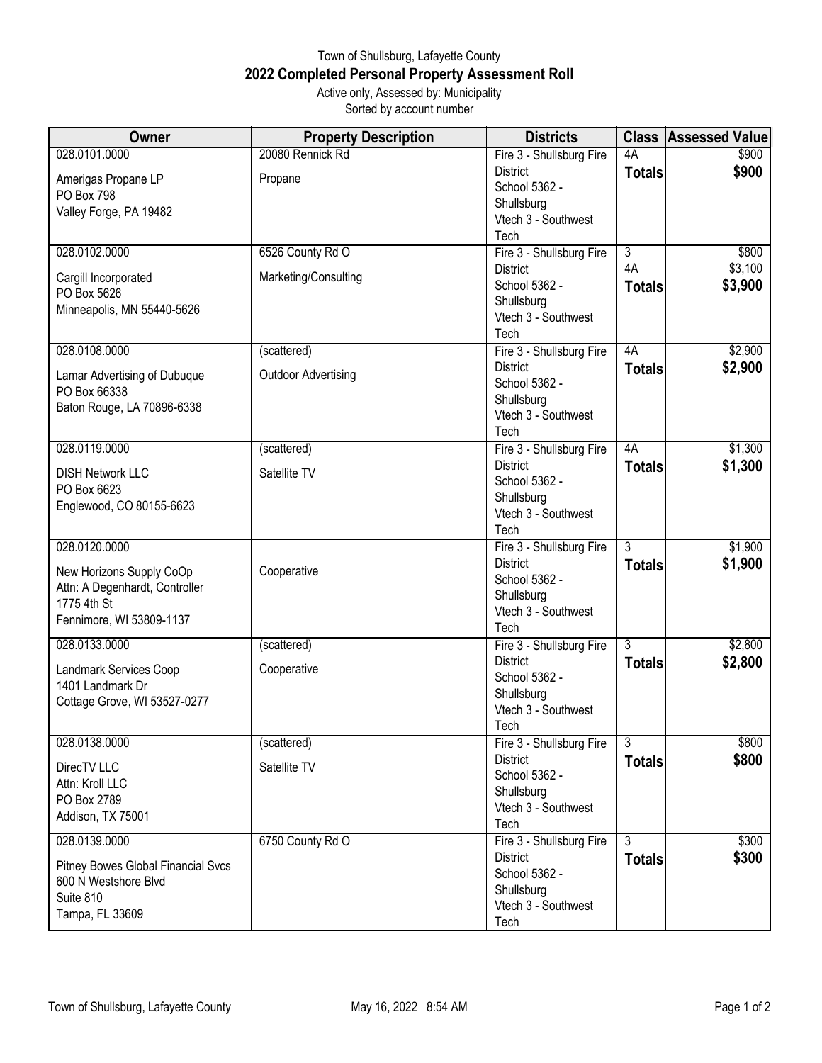Town of Shullsburg, Lafayette County

# 2022 Completed Personal Property Assessment Roll

Active only, Assessed by: Municipality
Sorted by account number

| Owner | Property Description | Districts | Class | Assessed Value |
|---|---|---|---|---|
| 028.0101.0000<br>Amerigas Propane LP<br>PO Box 798<br>Valley Forge, PA 19482 | 20080 Rennick Rd<br>Propane | Fire 3 - Shullsburg Fire District<br>School 5362 - Shullsburg<br>Vtech 3 - Southwest Tech | 4A<br>**Totals** | $900<br>**$900** |
| 028.0102.0000<br>Cargill Incorporated<br>PO Box 5626<br>Minneapolis, MN 55440-5626 | 6526 County Rd O<br>Marketing/Consulting | Fire 3 - Shullsburg Fire District<br>School 5362 - Shullsburg<br>Vtech 3 - Southwest Tech | 3<br>4A<br>**Totals** | $800<br>$3,100<br>**$3,900** |
| 028.0108.0000<br>Lamar Advertising of Dubuque<br>PO Box 66338<br>Baton Rouge, LA 70896-6338 | (scattered)<br>Outdoor Advertising | Fire 3 - Shullsburg Fire District<br>School 5362 - Shullsburg<br>Vtech 3 - Southwest Tech | 4A<br>**Totals** | $2,900<br>**$2,900** |
| 028.0119.0000<br>DISH Network LLC<br>PO Box 6623<br>Englewood, CO 80155-6623 | (scattered)<br>Satellite TV | Fire 3 - Shullsburg Fire District<br>School 5362 - Shullsburg<br>Vtech 3 - Southwest Tech | 4A<br>**Totals** | $1,300<br>**$1,300** |
| 028.0120.0000<br>New Horizons Supply CoOp<br>Attn: A Degenhardt, Controller<br>1775 4th St<br>Fennimore, WI 53809-1137 | Cooperative | Fire 3 - Shullsburg Fire District<br>School 5362 - Shullsburg<br>Vtech 3 - Southwest Tech | 3<br>**Totals** | $1,900<br>**$1,900** |
| 028.0133.0000<br>Landmark Services Coop<br>1401 Landmark Dr<br>Cottage Grove, WI 53527-0277 | (scattered)<br>Cooperative | Fire 3 - Shullsburg Fire District<br>School 5362 - Shullsburg<br>Vtech 3 - Southwest Tech | 3<br>**Totals** | $2,800<br>**$2,800** |
| 028.0138.0000<br>DirecTV LLC<br>Attn: Kroll LLC<br>PO Box 2789<br>Addison, TX 75001 | (scattered)<br>Satellite TV | Fire 3 - Shullsburg Fire District<br>School 5362 - Shullsburg<br>Vtech 3 - Southwest Tech | 3<br>**Totals** | $800<br>**$800** |
| 028.0139.0000<br>Pitney Bowes Global Financial Svcs<br>600 N Westshore Blvd<br>Suite 810<br>Tampa, FL 33609 | 6750 County Rd O | Fire 3 - Shullsburg Fire District<br>School 5362 - Shullsburg<br>Vtech 3 - Southwest Tech | 3<br>**Totals** | $300<br>**$300** |

Town of Shullsburg, Lafayette County May 16, 2022 8:54 AM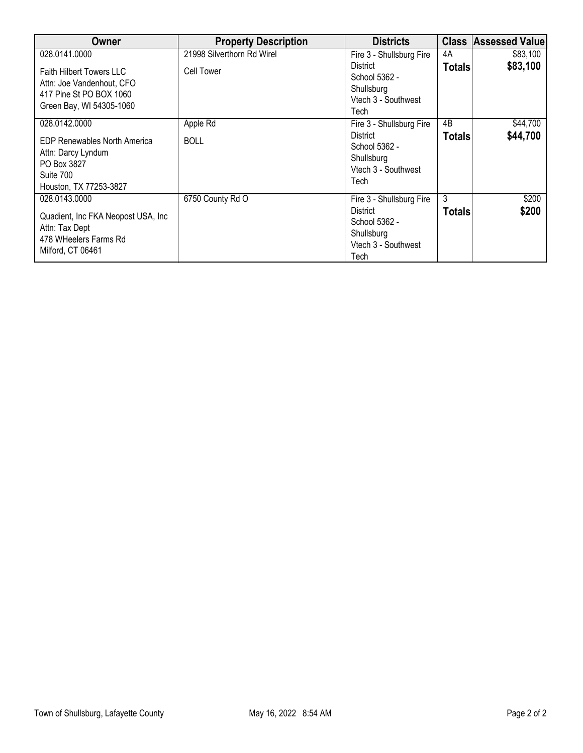| Owner | Property Description | Districts | Class | Assessed Value |
|---|---|---|---|---|
| 028.0141.0000<br>Faith Hilbert Towers LLC<br>Attn: Joe Vandenhout, CFO<br>417 Pine St PO BOX 1060<br>Green Bay, WI 54305-1060 | 21998 Silverthorn Rd Wirel<br>Cell Tower | Fire 3 - Shullsburg Fire District<br>School 5362 - Shullsburg<br>Vtech 3 - Southwest Tech | 4A<br>**Totals** | $83,100<br>**$83,100** |
| 028.0142.0000<br>EDP Renewables North America<br>Attn: Darcy Lyndum<br>PO Box 3827<br>Suite 700<br>Houston, TX 77253-3827 | Apple Rd<br>BOLL | Fire 3 - Shullsburg Fire District<br>School 5362 - Shullsburg<br>Vtech 3 - Southwest Tech | 4B<br>**Totals** | $44,700<br>**$44,700** |
| 028.0143.0000<br>Quadient, Inc FKA Neopost USA, Inc<br>Attn: Tax Dept<br>478 WHeelers Farms Rd<br>Milford, CT 06461 | 6750 County Rd O | Fire 3 - Shullsburg Fire District<br>School 5362 - Shullsburg<br>Vtech 3 - Southwest Tech | 3<br>**Totals** | $200<br>**$200** |

Town of Shullsburg, Lafayette County    May 16, 2022 8:54 AM